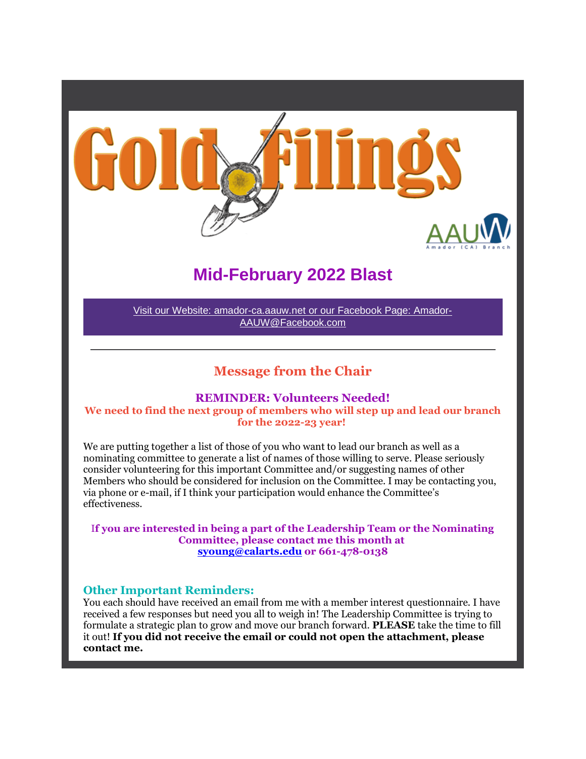# Gold Filings

AAUW Amador (CA) Branch

## Mid-February 2022 Blast

Visit our Website: amador-ca.aauw.net or our Facebook Page: Amador-AAUW@Facebook.com

---

## Message from the Chair

### REMINDER: Volunteers Needed!

**We need to find the next group of members who will step up and lead our branch for the 2022-23 year!**

We are putting together a list of those of you who want to lead our branch as well as a nominating committee to generate a list of names of those willing to serve. Please seriously consider volunteering for this important Committee and/or suggesting names of other Members who should be considered for inclusion on the Committee. I may be contacting you, via phone or e-mail, if I think your participation would enhance the Committee's effectiveness.

**If you are interested in being a part of the Leadership Team or the Nominating Committee, please contact me this month at syoung@calarts.edu or 661-478-0138**

### Other Important Reminders:

You each should have received an email from me with a member interest questionnaire. I have received a few responses but need you all to weigh in! The Leadership Committee is trying to formulate a strategic plan to grow and move our branch forward. **PLEASE** take the time to fill it out! **If you did not receive the email or could not open the attachment, please contact me.**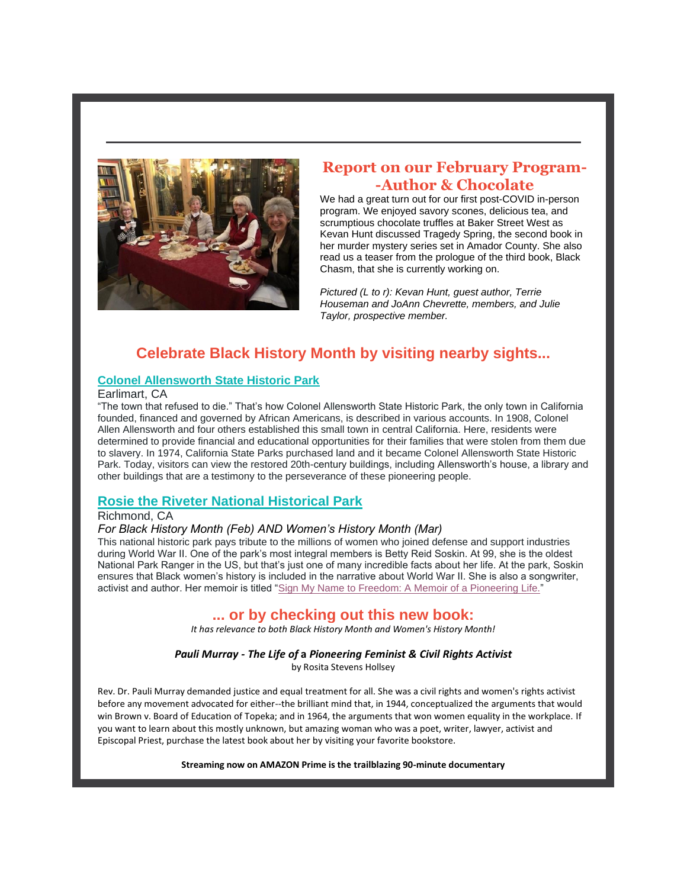## Report on our February Program--Author & Chocolate

We had a great turn out for our first post-COVID in-person program. We enjoyed savory scones, delicious tea, and scrumptious chocolate truffles at Baker Street West as Kevan Hunt discussed Tragedy Spring, the second book in her murder mystery series set in Amador County. She also read us a teaser from the prologue of the third book, Black Chasm, that she is currently working on.

*Pictured (L to r): Kevan Hunt, guest author, Terrie Houseman and JoAnn Chevrette, members, and Julie Taylor, prospective member.*

## Celebrate Black History Month by visiting nearby sights...

### Colonel Allensworth State Historic Park

Earlimart, CA

“The town that refused to die.” That’s how Colonel Allensworth State Historic Park, the only town in California founded, financed and governed by African Americans, is described in various accounts. In 1908, Colonel Allen Allensworth and four others established this small town in central California. Here, residents were determined to provide financial and educational opportunities for their families that were stolen from them due to slavery. In 1974, California State Parks purchased land and it became Colonel Allensworth State Historic Park. Today, visitors can view the restored 20th-century buildings, including Allensworth’s house, a library and other buildings that are a testimony to the perseverance of these pioneering people.

### Rosie the Riveter National Historical Park

Richmond, CA

*For Black History Month (Feb) AND Women’s History Month (Mar)*

This national historic park pays tribute to the millions of women who joined defense and support industries during World War II. One of the park’s most integral members is Betty Reid Soskin. At 99, she is the oldest National Park Ranger in the US, but that’s just one of many incredible facts about her life. At the park, Soskin ensures that Black women’s history is included in the narrative about World War II. She is also a songwriter, activist and author. Her memoir is titled “Sign My Name to Freedom: A Memoir of a Pioneering Life.”

## ... or by checking out this new book:

*It has relevance to both Black History Month and Women's History Month!*

***Pauli Murray - The Life of* a *Pioneering Feminist & Civil Rights Activist***
by Rosita Stevens Hollsey

Rev. Dr. Pauli Murray demanded justice and equal treatment for all. She was a civil rights and women's rights activist before any movement advocated for either--the brilliant mind that, in 1944, conceptualized the arguments that would win Brown v. Board of Education of Topeka; and in 1964, the arguments that won women equality in the workplace. If you want to learn about this mostly unknown, but amazing woman who was a poet, writer, lawyer, activist and Episcopal Priest, purchase the latest book about her by visiting your favorite bookstore.

**Streaming now on AMAZON Prime is the trailblazing 90-minute documentary**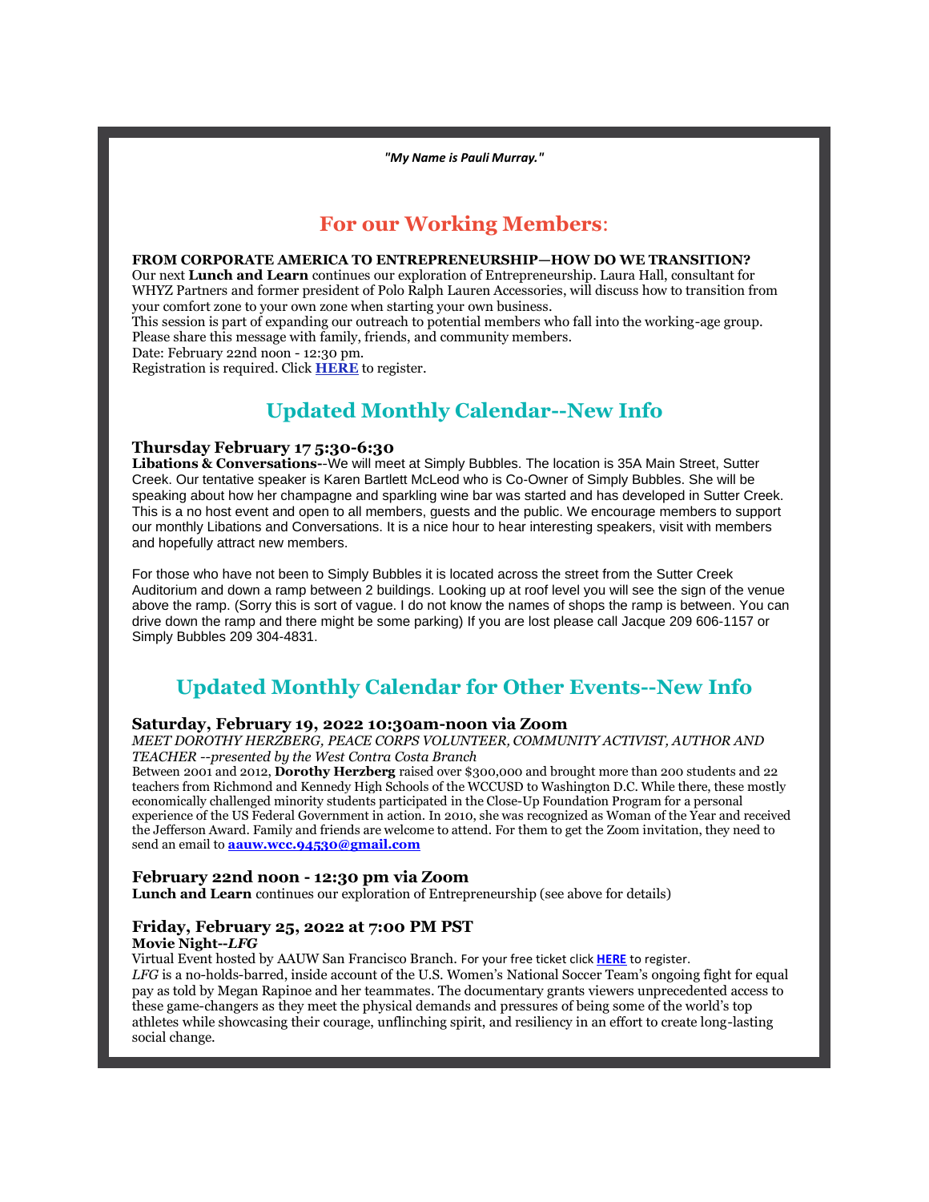*"My Name is Pauli Murray."*

## For our Working Members:

**FROM CORPORATE AMERICA TO ENTREPRENEURSHIP—HOW DO WE TRANSITION?**
Our next **Lunch and Learn** continues our exploration of Entrepreneurship. Laura Hall, consultant for WHYZ Partners and former president of Polo Ralph Lauren Accessories, will discuss how to transition from your comfort zone to your own zone when starting your own business.
This session is part of expanding our outreach to potential members who fall into the working-age group. Please share this message with family, friends, and community members.
Date: February 22nd noon - 12:30 pm.
Registration is required. Click **HERE** to register.

## Updated Monthly Calendar--New Info

### Thursday February 17 5:30-6:30

**Libations & Conversations**--We will meet at Simply Bubbles. The location is 35A Main Street, Sutter Creek. Our tentative speaker is Karen Bartlett McLeod who is Co-Owner of Simply Bubbles. She will be speaking about how her champagne and sparkling wine bar was started and has developed in Sutter Creek. This is a no host event and open to all members, guests and the public. We encourage members to support our monthly Libations and Conversations. It is a nice hour to hear interesting speakers, visit with members and hopefully attract new members.

For those who have not been to Simply Bubbles it is located across the street from the Sutter Creek Auditorium and down a ramp between 2 buildings. Looking up at roof level you will see the sign of the venue above the ramp. (Sorry this is sort of vague. I do not know the names of shops the ramp is between. You can drive down the ramp and there might be some parking) If you are lost please call Jacque 209 606-1157 or Simply Bubbles 209 304-4831.

## Updated Monthly Calendar for Other Events--New Info

### Saturday, February 19, 2022 10:30am-noon via Zoom

*MEET DOROTHY HERZBERG, PEACE CORPS VOLUNTEER, COMMUNITY ACTIVIST, AUTHOR AND TEACHER --presented by the West Contra Costa Branch*
Between 2001 and 2012, **Dorothy Herzberg** raised over $300,000 and brought more than 200 students and 22 teachers from Richmond and Kennedy High Schools of the WCCUSD to Washington D.C. While there, these mostly economically challenged minority students participated in the Close-Up Foundation Program for a personal experience of the US Federal Government in action. In 2010, she was recognized as Woman of the Year and received the Jefferson Award. Family and friends are welcome to attend. For them to get the Zoom invitation, they need to send an email to **aauw.wcc.94530@gmail.com**

### February 22nd noon - 12:30 pm via Zoom

**Lunch and Learn** continues our exploration of Entrepreneurship (see above for details)

### Friday, February 25, 2022 at 7:00 PM PST

**Movie Night--*LFG***
Virtual Event hosted by AAUW San Francisco Branch. For your free ticket click **HERE** to register.
*LFG* is a no-holds-barred, inside account of the U.S. Women's National Soccer Team's ongoing fight for equal pay as told by Megan Rapinoe and her teammates. The documentary grants viewers unprecedented access to these game-changers as they meet the physical demands and pressures of being some of the world's top athletes while showcasing their courage, unflinching spirit, and resiliency in an effort to create long-lasting social change.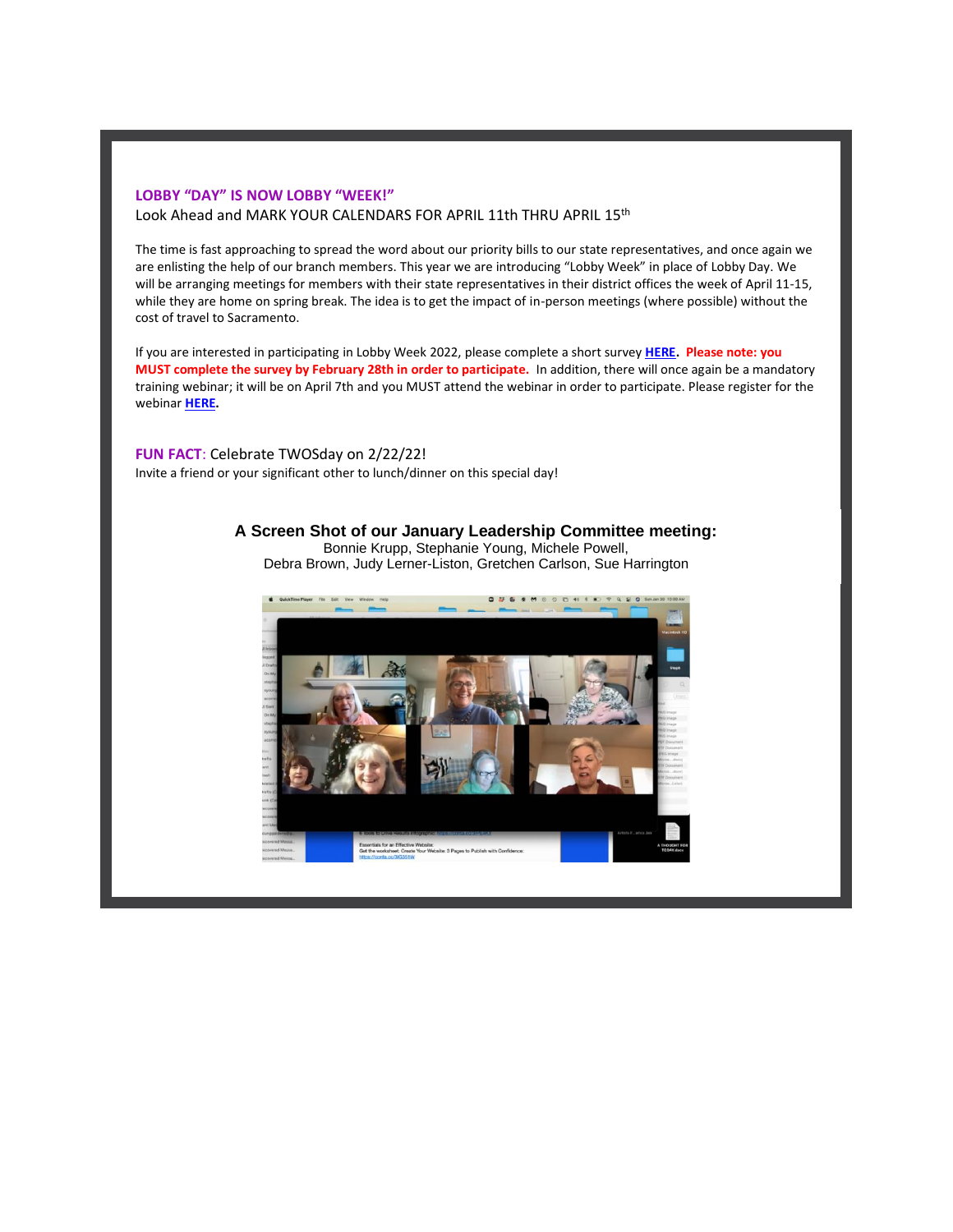## LOBBY "DAY" IS NOW LOBBY "WEEK!"

Look Ahead and MARK YOUR CALENDARS FOR APRIL 11th THRU APRIL 15th

The time is fast approaching to spread the word about our priority bills to our state representatives, and once again we are enlisting the help of our branch members. This year we are introducing "Lobby Week" in place of Lobby Day. We will be arranging meetings for members with their state representatives in their district offices the week of April 11-15, while they are home on spring break. The idea is to get the impact of in-person meetings (where possible) without the cost of travel to Sacramento.

If you are interested in participating in Lobby Week 2022, please complete a short survey **HERE**. **Please note: you MUST complete the survey by February 28th in order to participate.** In addition, there will once again be a mandatory training webinar; it will be on April 7th and you MUST attend the webinar in order to participate. Please register for the webinar **HERE.**

**FUN FACT**: Celebrate TWOSday on 2/22/22!

Invite a friend or your significant other to lunch/dinner on this special day!

**A Screen Shot of our January Leadership Committee meeting:**

Bonnie Krupp, Stephanie Young, Michele Powell,
Debra Brown, Judy Lerner-Liston, Gretchen Carlson, Sue Harrington